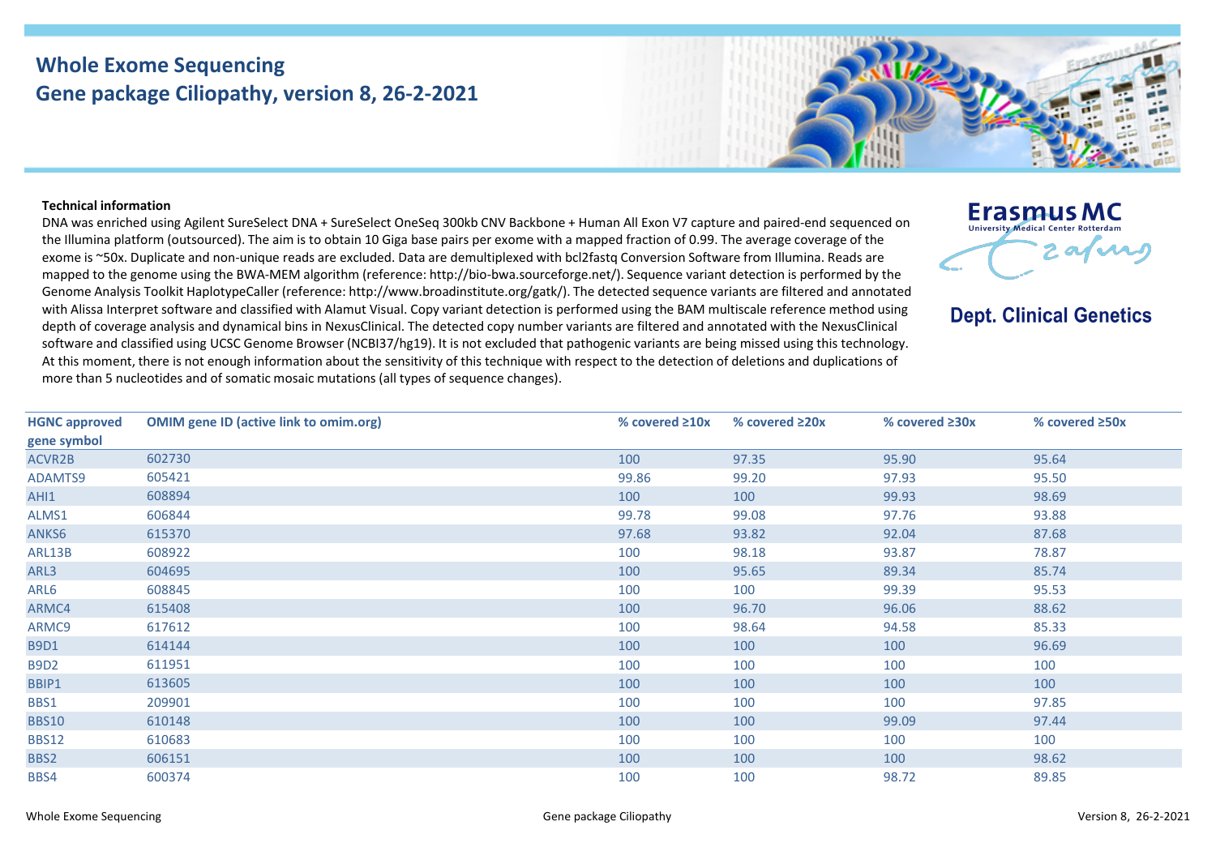# Whole Exome Sequencing
## Gene package Ciliopathy, version 8, 26-2-2021

Erasmus MC
University Medical Center Rotterdam

**Dept. Clinical Genetics**

**Technical information**

DNA was enriched using Agilent SureSelect DNA + SureSelect OneSeq 300kb CNV Backbone + Human All Exon V7 capture and paired-end sequenced on the Illumina platform (outsourced). The aim is to obtain 10 Giga base pairs per exome with a mapped fraction of 0.99. The average coverage of the exome is ~50x. Duplicate and non-unique reads are excluded. Data are demultiplexed with bcl2fastq Conversion Software from Illumina. Reads are mapped to the genome using the BWA-MEM algorithm (reference: http://bio-bwa.sourceforge.net/). Sequence variant detection is performed by the Genome Analysis Toolkit HaplotypeCaller (reference: http://www.broadinstitute.org/gatk/). The detected sequence variants are filtered and annotated with Alissa Interpret software and classified with Alamut Visual. Copy variant detection is performed using the BAM multiscale reference method using depth of coverage analysis and dynamical bins in NexusClinical. The detected copy number variants are filtered and annotated with the NexusClinical software and classified using UCSC Genome Browser (NCBI37/hg19). It is not excluded that pathogenic variants are being missed using this technology. At this moment, there is not enough information about the sensitivity of this technique with respect to the detection of deletions and duplications of more than 5 nucleotides and of somatic mosaic mutations (all types of sequence changes).

| HGNC approved gene symbol | OMIM gene ID (active link to omim.org) | % covered ≥10x | % covered ≥20x | % covered ≥30x | % covered ≥50x |
|---|---|---|---|---|---|
| ACVR2B | 602730 | 100 | 97.35 | 95.90 | 95.64 |
| ADAMTS9 | 605421 | 99.86 | 99.20 | 97.93 | 95.50 |
| AHI1 | 608894 | 100 | 100 | 99.93 | 98.69 |
| ALMS1 | 606844 | 99.78 | 99.08 | 97.76 | 93.88 |
| ANKS6 | 615370 | 97.68 | 93.82 | 92.04 | 87.68 |
| ARL13B | 608922 | 100 | 98.18 | 93.87 | 78.87 |
| ARL3 | 604695 | 100 | 95.65 | 89.34 | 85.74 |
| ARL6 | 608845 | 100 | 100 | 99.39 | 95.53 |
| ARMC4 | 615408 | 100 | 96.70 | 96.06 | 88.62 |
| ARMC9 | 617612 | 100 | 98.64 | 94.58 | 85.33 |
| B9D1 | 614144 | 100 | 100 | 100 | 96.69 |
| B9D2 | 611951 | 100 | 100 | 100 | 100 |
| BBIP1 | 613605 | 100 | 100 | 100 | 100 |
| BBS1 | 209901 | 100 | 100 | 100 | 97.85 |
| BBS10 | 610148 | 100 | 100 | 99.09 | 97.44 |
| BBS12 | 610683 | 100 | 100 | 100 | 100 |
| BBS2 | 606151 | 100 | 100 | 100 | 98.62 |
| BBS4 | 600374 | 100 | 100 | 98.72 | 89.85 |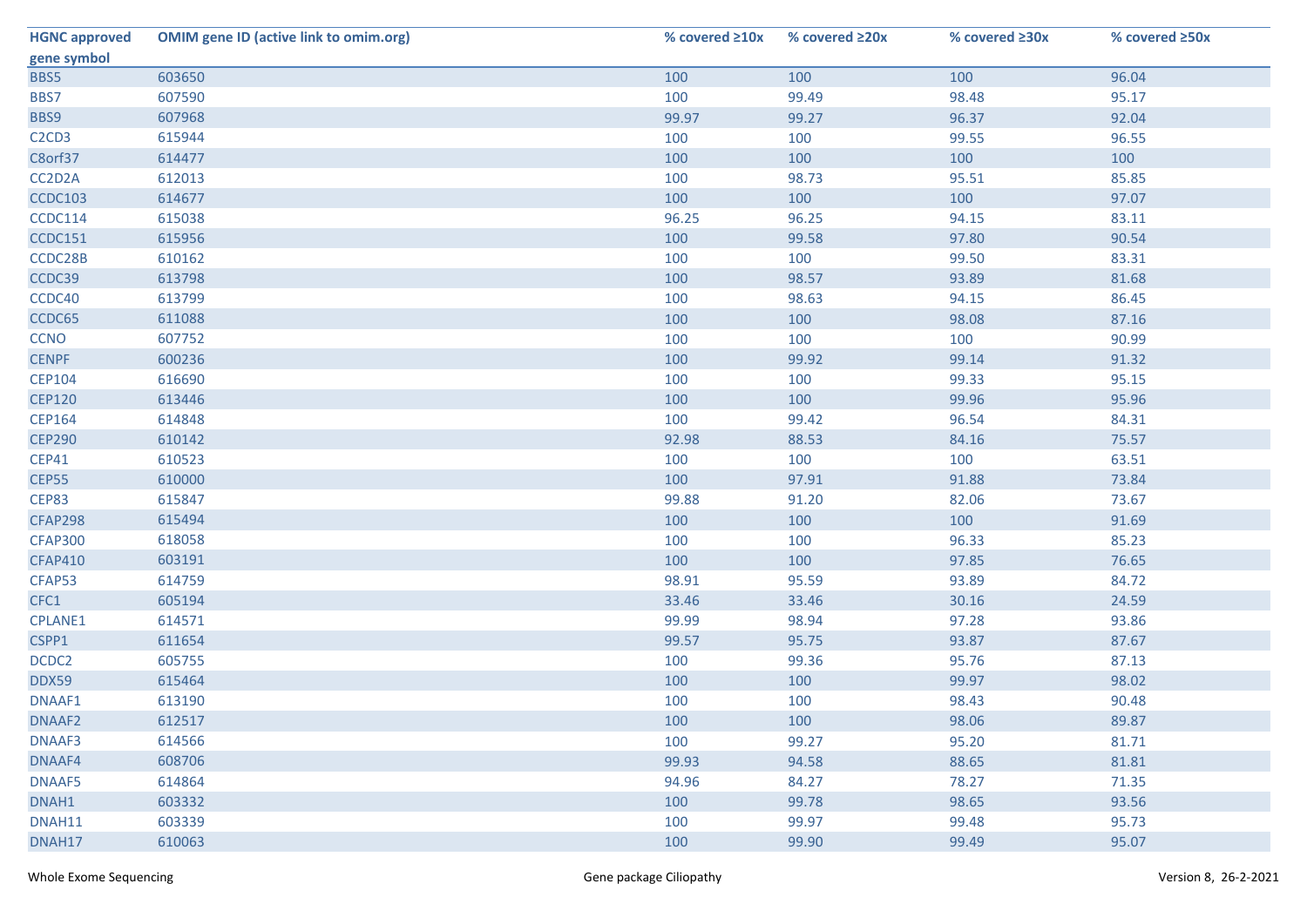| HGNC approved gene symbol | OMIM gene ID (active link to omim.org) | % covered ≥10x | % covered ≥20x | % covered ≥30x | % covered ≥50x |
|---|---|---|---|---|---|
| BBS5 | 603650 | 100 | 100 | 100 | 96.04 |
| BBS7 | 607590 | 100 | 99.49 | 98.48 | 95.17 |
| BBS9 | 607968 | 99.97 | 99.27 | 96.37 | 92.04 |
| C2CD3 | 615944 | 100 | 100 | 99.55 | 96.55 |
| C8orf37 | 614477 | 100 | 100 | 100 | 100 |
| CC2D2A | 612013 | 100 | 98.73 | 95.51 | 85.85 |
| CCDC103 | 614677 | 100 | 100 | 100 | 97.07 |
| CCDC114 | 615038 | 96.25 | 96.25 | 94.15 | 83.11 |
| CCDC151 | 615956 | 100 | 99.58 | 97.80 | 90.54 |
| CCDC28B | 610162 | 100 | 100 | 99.50 | 83.31 |
| CCDC39 | 613798 | 100 | 98.57 | 93.89 | 81.68 |
| CCDC40 | 613799 | 100 | 98.63 | 94.15 | 86.45 |
| CCDC65 | 611088 | 100 | 100 | 98.08 | 87.16 |
| CCNO | 607752 | 100 | 100 | 100 | 90.99 |
| CENPF | 600236 | 100 | 99.92 | 99.14 | 91.32 |
| CEP104 | 616690 | 100 | 100 | 99.33 | 95.15 |
| CEP120 | 613446 | 100 | 100 | 99.96 | 95.96 |
| CEP164 | 614848 | 100 | 99.42 | 96.54 | 84.31 |
| CEP290 | 610142 | 92.98 | 88.53 | 84.16 | 75.57 |
| CEP41 | 610523 | 100 | 100 | 100 | 63.51 |
| CEP55 | 610000 | 100 | 97.91 | 91.88 | 73.84 |
| CEP83 | 615847 | 99.88 | 91.20 | 82.06 | 73.67 |
| CFAP298 | 615494 | 100 | 100 | 100 | 91.69 |
| CFAP300 | 618058 | 100 | 100 | 96.33 | 85.23 |
| CFAP410 | 603191 | 100 | 100 | 97.85 | 76.65 |
| CFAP53 | 614759 | 98.91 | 95.59 | 93.89 | 84.72 |
| CFC1 | 605194 | 33.46 | 33.46 | 30.16 | 24.59 |
| CPLANE1 | 614571 | 99.99 | 98.94 | 97.28 | 93.86 |
| CSPP1 | 611654 | 99.57 | 95.75 | 93.87 | 87.67 |
| DCDC2 | 605755 | 100 | 99.36 | 95.76 | 87.13 |
| DDX59 | 615464 | 100 | 100 | 99.97 | 98.02 |
| DNAAF1 | 613190 | 100 | 100 | 98.43 | 90.48 |
| DNAAF2 | 612517 | 100 | 100 | 98.06 | 89.87 |
| DNAAF3 | 614566 | 100 | 99.27 | 95.20 | 81.71 |
| DNAAF4 | 608706 | 99.93 | 94.58 | 88.65 | 81.81 |
| DNAAF5 | 614864 | 94.96 | 84.27 | 78.27 | 71.35 |
| DNAH1 | 603332 | 100 | 99.78 | 98.65 | 93.56 |
| DNAH11 | 603339 | 100 | 99.97 | 99.48 | 95.73 |
| DNAH17 | 610063 | 100 | 99.90 | 99.49 | 95.07 |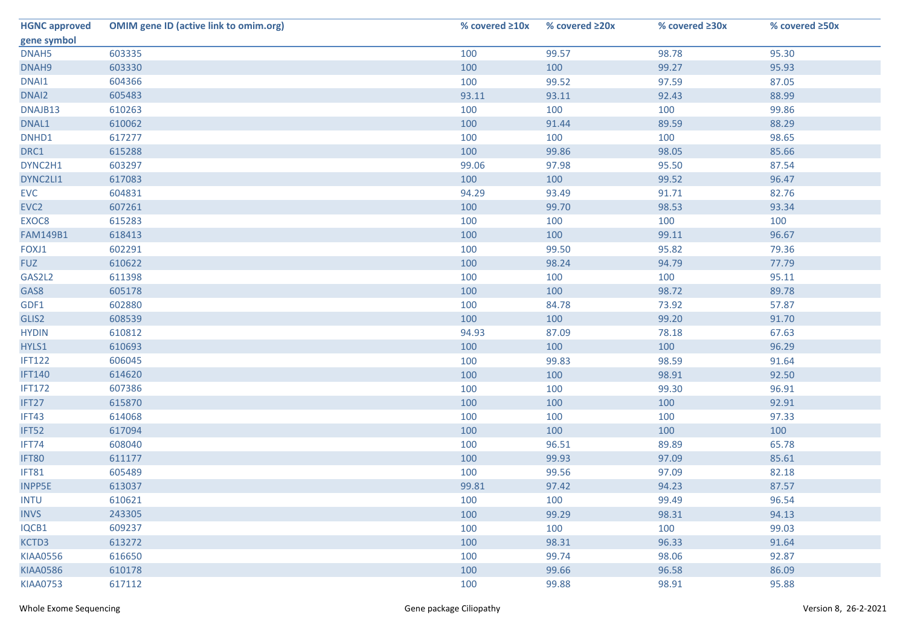| HGNC approved gene symbol | OMIM gene ID (active link to omim.org) | % covered ≥10x | % covered ≥20x | % covered ≥30x | % covered ≥50x |
|---|---|---|---|---|---|
| DNAH5 | 603335 | 100 | 99.57 | 98.78 | 95.30 |
| DNAH9 | 603330 | 100 | 100 | 99.27 | 95.93 |
| DNAI1 | 604366 | 100 | 99.52 | 97.59 | 87.05 |
| DNAI2 | 605483 | 93.11 | 93.11 | 92.43 | 88.99 |
| DNAJB13 | 610263 | 100 | 100 | 100 | 99.86 |
| DNAL1 | 610062 | 100 | 91.44 | 89.59 | 88.29 |
| DNHD1 | 617277 | 100 | 100 | 100 | 98.65 |
| DRC1 | 615288 | 100 | 99.86 | 98.05 | 85.66 |
| DYNC2H1 | 603297 | 99.06 | 97.98 | 95.50 | 87.54 |
| DYNC2LI1 | 617083 | 100 | 100 | 99.52 | 96.47 |
| EVC | 604831 | 94.29 | 93.49 | 91.71 | 82.76 |
| EVC2 | 607261 | 100 | 99.70 | 98.53 | 93.34 |
| EXOC8 | 615283 | 100 | 100 | 100 | 100 |
| FAM149B1 | 618413 | 100 | 100 | 99.11 | 96.67 |
| FOXJ1 | 602291 | 100 | 99.50 | 95.82 | 79.36 |
| FUZ | 610622 | 100 | 98.24 | 94.79 | 77.79 |
| GAS2L2 | 611398 | 100 | 100 | 100 | 95.11 |
| GAS8 | 605178 | 100 | 100 | 98.72 | 89.78 |
| GDF1 | 602880 | 100 | 84.78 | 73.92 | 57.87 |
| GLIS2 | 608539 | 100 | 100 | 99.20 | 91.70 |
| HYDIN | 610812 | 94.93 | 87.09 | 78.18 | 67.63 |
| HYLS1 | 610693 | 100 | 100 | 100 | 96.29 |
| IFT122 | 606045 | 100 | 99.83 | 98.59 | 91.64 |
| IFT140 | 614620 | 100 | 100 | 98.91 | 92.50 |
| IFT172 | 607386 | 100 | 100 | 99.30 | 96.91 |
| IFT27 | 615870 | 100 | 100 | 100 | 92.91 |
| IFT43 | 614068 | 100 | 100 | 100 | 97.33 |
| IFT52 | 617094 | 100 | 100 | 100 | 100 |
| IFT74 | 608040 | 100 | 96.51 | 89.89 | 65.78 |
| IFT80 | 611177 | 100 | 99.93 | 97.09 | 85.61 |
| IFT81 | 605489 | 100 | 99.56 | 97.09 | 82.18 |
| INPP5E | 613037 | 99.81 | 97.42 | 94.23 | 87.57 |
| INTU | 610621 | 100 | 100 | 99.49 | 96.54 |
| INVS | 243305 | 100 | 99.29 | 98.31 | 94.13 |
| IQCB1 | 609237 | 100 | 100 | 100 | 99.03 |
| KCTD3 | 613272 | 100 | 98.31 | 96.33 | 91.64 |
| KIAA0556 | 616650 | 100 | 99.74 | 98.06 | 92.87 |
| KIAA0586 | 610178 | 100 | 99.66 | 96.58 | 86.09 |
| KIAA0753 | 617112 | 100 | 99.88 | 98.91 | 95.88 |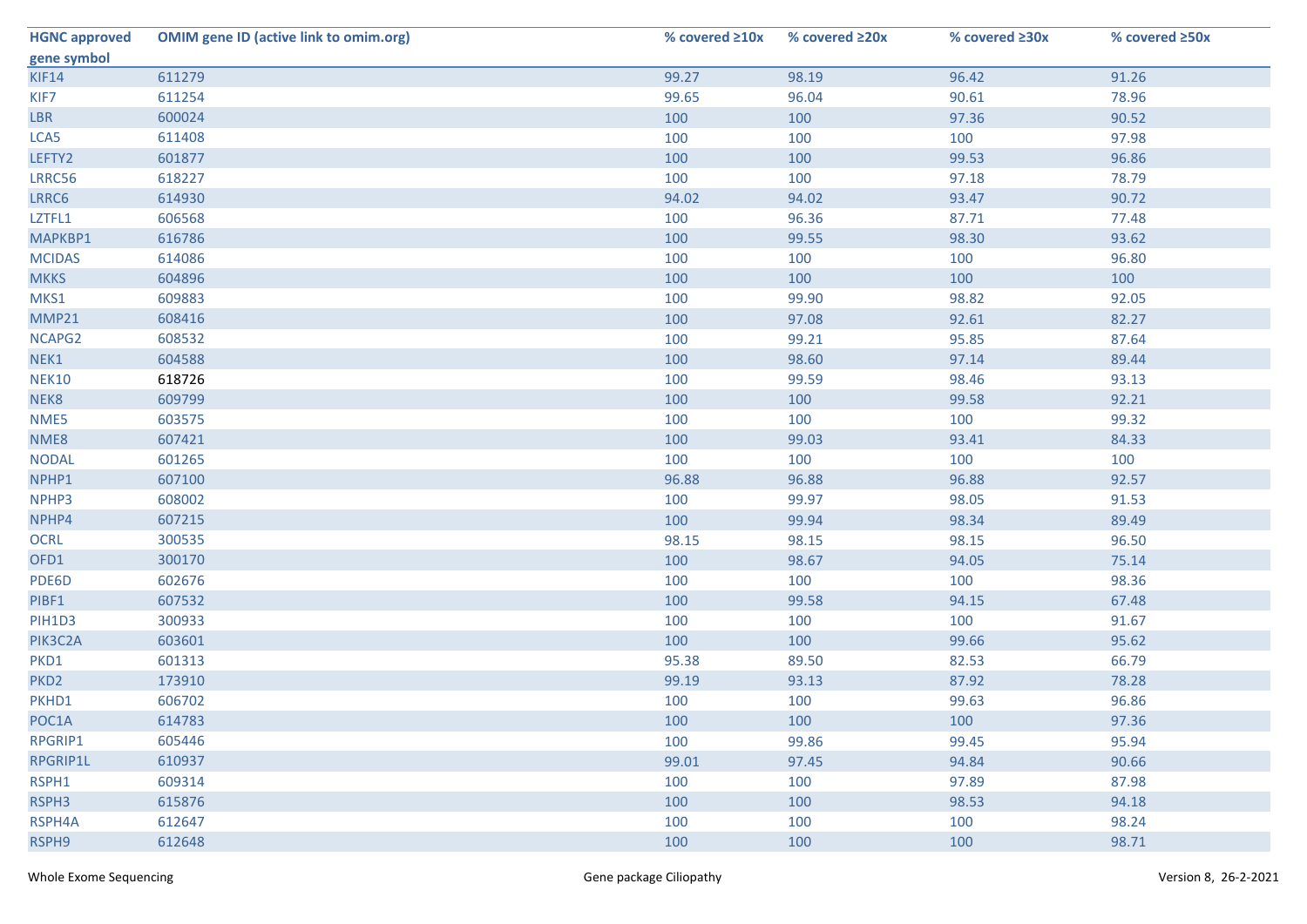| HGNC approved gene symbol | OMIM gene ID (active link to omim.org) | % covered ≥10x | % covered ≥20x | % covered ≥30x | % covered ≥50x |
|---|---|---|---|---|---|
| KIF14 | 611279 | 99.27 | 98.19 | 96.42 | 91.26 |
| KIF7 | 611254 | 99.65 | 96.04 | 90.61 | 78.96 |
| LBR | 600024 | 100 | 100 | 97.36 | 90.52 |
| LCA5 | 611408 | 100 | 100 | 100 | 97.98 |
| LEFTY2 | 601877 | 100 | 100 | 99.53 | 96.86 |
| LRRC56 | 618227 | 100 | 100 | 97.18 | 78.79 |
| LRRC6 | 614930 | 94.02 | 94.02 | 93.47 | 90.72 |
| LZTFL1 | 606568 | 100 | 96.36 | 87.71 | 77.48 |
| MAPKBP1 | 616786 | 100 | 99.55 | 98.30 | 93.62 |
| MCIDAS | 614086 | 100 | 100 | 100 | 96.80 |
| MKKS | 604896 | 100 | 100 | 100 | 100 |
| MKS1 | 609883 | 100 | 99.90 | 98.82 | 92.05 |
| MMP21 | 608416 | 100 | 97.08 | 92.61 | 82.27 |
| NCAPG2 | 608532 | 100 | 99.21 | 95.85 | 87.64 |
| NEK1 | 604588 | 100 | 98.60 | 97.14 | 89.44 |
| NEK10 | 618726 | 100 | 99.59 | 98.46 | 93.13 |
| NEK8 | 609799 | 100 | 100 | 99.58 | 92.21 |
| NME5 | 603575 | 100 | 100 | 100 | 99.32 |
| NME8 | 607421 | 100 | 99.03 | 93.41 | 84.33 |
| NODAL | 601265 | 100 | 100 | 100 | 100 |
| NPHP1 | 607100 | 96.88 | 96.88 | 96.88 | 92.57 |
| NPHP3 | 608002 | 100 | 99.97 | 98.05 | 91.53 |
| NPHP4 | 607215 | 100 | 99.94 | 98.34 | 89.49 |
| OCRL | 300535 | 98.15 | 98.15 | 98.15 | 96.50 |
| OFD1 | 300170 | 100 | 98.67 | 94.05 | 75.14 |
| PDE6D | 602676 | 100 | 100 | 100 | 98.36 |
| PIBF1 | 607532 | 100 | 99.58 | 94.15 | 67.48 |
| PIH1D3 | 300933 | 100 | 100 | 100 | 91.67 |
| PIK3C2A | 603601 | 100 | 100 | 99.66 | 95.62 |
| PKD1 | 601313 | 95.38 | 89.50 | 82.53 | 66.79 |
| PKD2 | 173910 | 99.19 | 93.13 | 87.92 | 78.28 |
| PKHD1 | 606702 | 100 | 100 | 99.63 | 96.86 |
| POC1A | 614783 | 100 | 100 | 100 | 97.36 |
| RPGRIP1 | 605446 | 100 | 99.86 | 99.45 | 95.94 |
| RPGRIP1L | 610937 | 99.01 | 97.45 | 94.84 | 90.66 |
| RSPH1 | 609314 | 100 | 100 | 97.89 | 87.98 |
| RSPH3 | 615876 | 100 | 100 | 98.53 | 94.18 |
| RSPH4A | 612647 | 100 | 100 | 100 | 98.24 |
| RSPH9 | 612648 | 100 | 100 | 100 | 98.71 |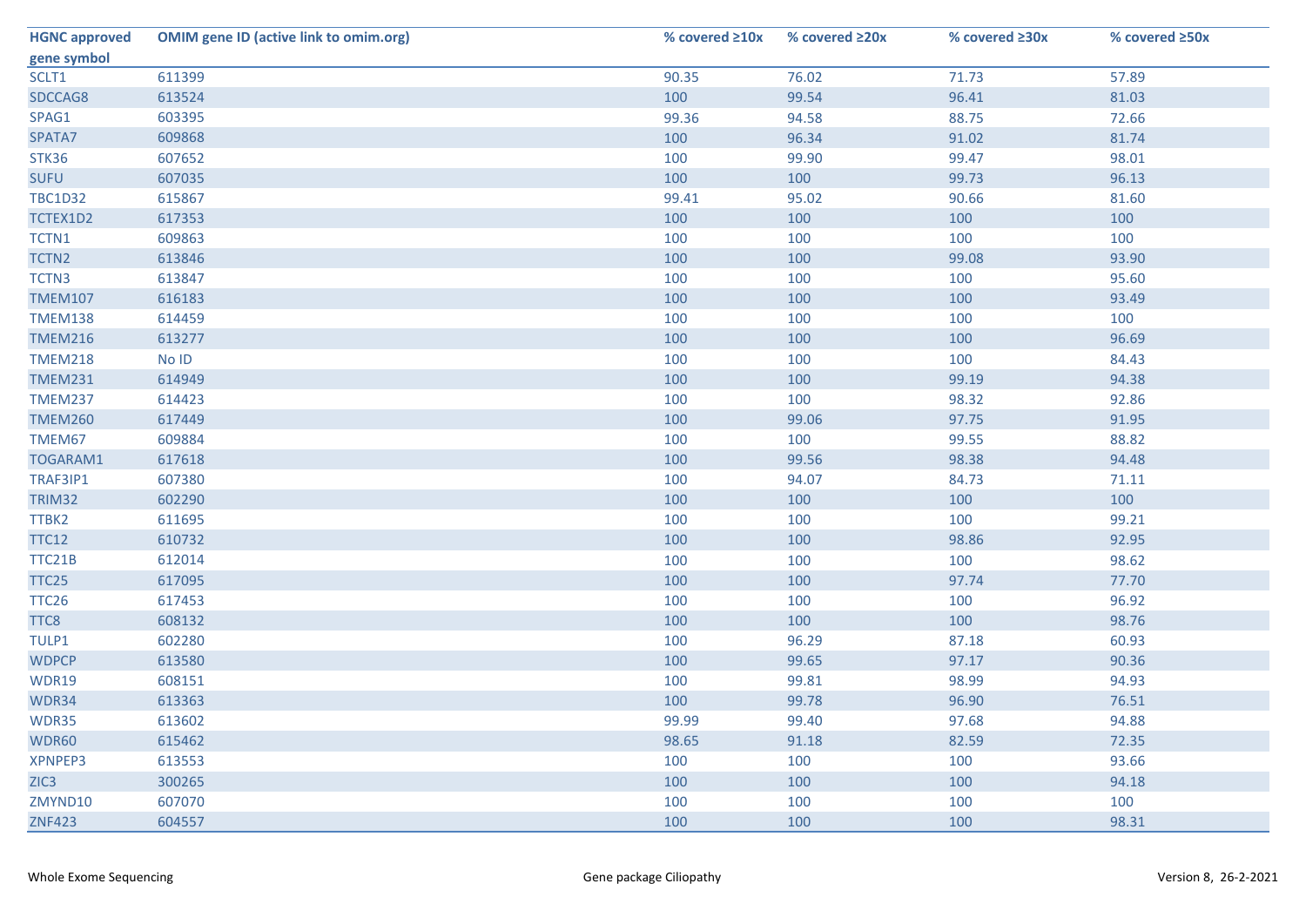| HGNC approved gene symbol | OMIM gene ID (active link to omim.org) | % covered ≥10x | % covered ≥20x | % covered ≥30x | % covered ≥50x |
|---|---|---|---|---|---|
| SCLT1 | 611399 | 90.35 | 76.02 | 71.73 | 57.89 |
| SDCCAG8 | 613524 | 100 | 99.54 | 96.41 | 81.03 |
| SPAG1 | 603395 | 99.36 | 94.58 | 88.75 | 72.66 |
| SPATA7 | 609868 | 100 | 96.34 | 91.02 | 81.74 |
| STK36 | 607652 | 100 | 99.90 | 99.47 | 98.01 |
| SUFU | 607035 | 100 | 100 | 99.73 | 96.13 |
| TBC1D32 | 615867 | 99.41 | 95.02 | 90.66 | 81.60 |
| TCTEX1D2 | 617353 | 100 | 100 | 100 | 100 |
| TCTN1 | 609863 | 100 | 100 | 100 | 100 |
| TCTN2 | 613846 | 100 | 100 | 99.08 | 93.90 |
| TCTN3 | 613847 | 100 | 100 | 100 | 95.60 |
| TMEM107 | 616183 | 100 | 100 | 100 | 93.49 |
| TMEM138 | 614459 | 100 | 100 | 100 | 100 |
| TMEM216 | 613277 | 100 | 100 | 100 | 96.69 |
| TMEM218 | No ID | 100 | 100 | 100 | 84.43 |
| TMEM231 | 614949 | 100 | 100 | 99.19 | 94.38 |
| TMEM237 | 614423 | 100 | 100 | 98.32 | 92.86 |
| TMEM260 | 617449 | 100 | 99.06 | 97.75 | 91.95 |
| TMEM67 | 609884 | 100 | 100 | 99.55 | 88.82 |
| TOGARAM1 | 617618 | 100 | 99.56 | 98.38 | 94.48 |
| TRAF3IP1 | 607380 | 100 | 94.07 | 84.73 | 71.11 |
| TRIM32 | 602290 | 100 | 100 | 100 | 100 |
| TTBK2 | 611695 | 100 | 100 | 100 | 99.21 |
| TTC12 | 610732 | 100 | 100 | 98.86 | 92.95 |
| TTC21B | 612014 | 100 | 100 | 100 | 98.62 |
| TTC25 | 617095 | 100 | 100 | 97.74 | 77.70 |
| TTC26 | 617453 | 100 | 100 | 100 | 96.92 |
| TTC8 | 608132 | 100 | 100 | 100 | 98.76 |
| TULP1 | 602280 | 100 | 96.29 | 87.18 | 60.93 |
| WDPCP | 613580 | 100 | 99.65 | 97.17 | 90.36 |
| WDR19 | 608151 | 100 | 99.81 | 98.99 | 94.93 |
| WDR34 | 613363 | 100 | 99.78 | 96.90 | 76.51 |
| WDR35 | 613602 | 99.99 | 99.40 | 97.68 | 94.88 |
| WDR60 | 615462 | 98.65 | 91.18 | 82.59 | 72.35 |
| XPNPEP3 | 613553 | 100 | 100 | 100 | 93.66 |
| ZIC3 | 300265 | 100 | 100 | 100 | 94.18 |
| ZMYND10 | 607070 | 100 | 100 | 100 | 100 |
| ZNF423 | 604557 | 100 | 100 | 100 | 98.31 |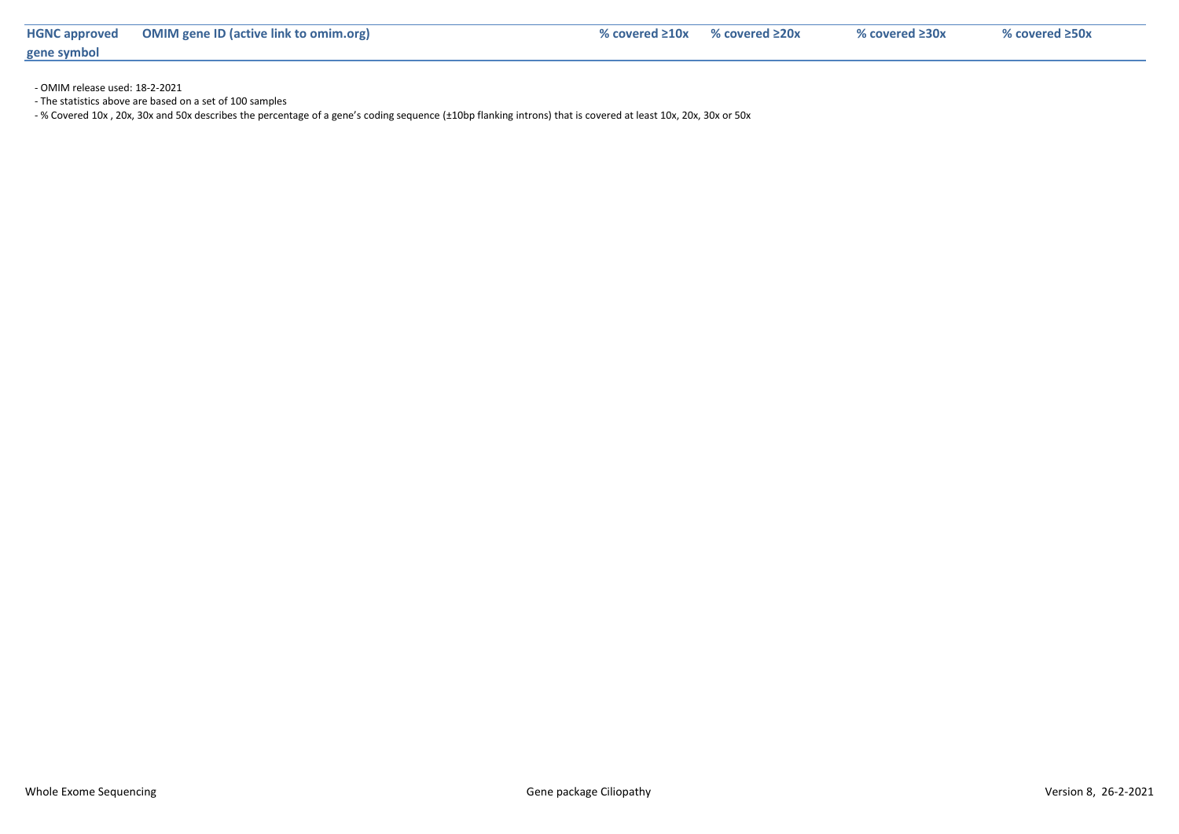| HGNC approved gene symbol | OMIM gene ID (active link to omim.org) | % covered ≥10x | % covered ≥20x | % covered ≥30x | % covered ≥50x |
|---|---|---|---|---|---|

- OMIM release used: 18-2-2021
- The statistics above are based on a set of 100 samples
- % Covered 10x , 20x, 30x and 50x describes the percentage of a gene's coding sequence (±10bp flanking introns) that is covered at least 10x, 20x, 30x or 50x